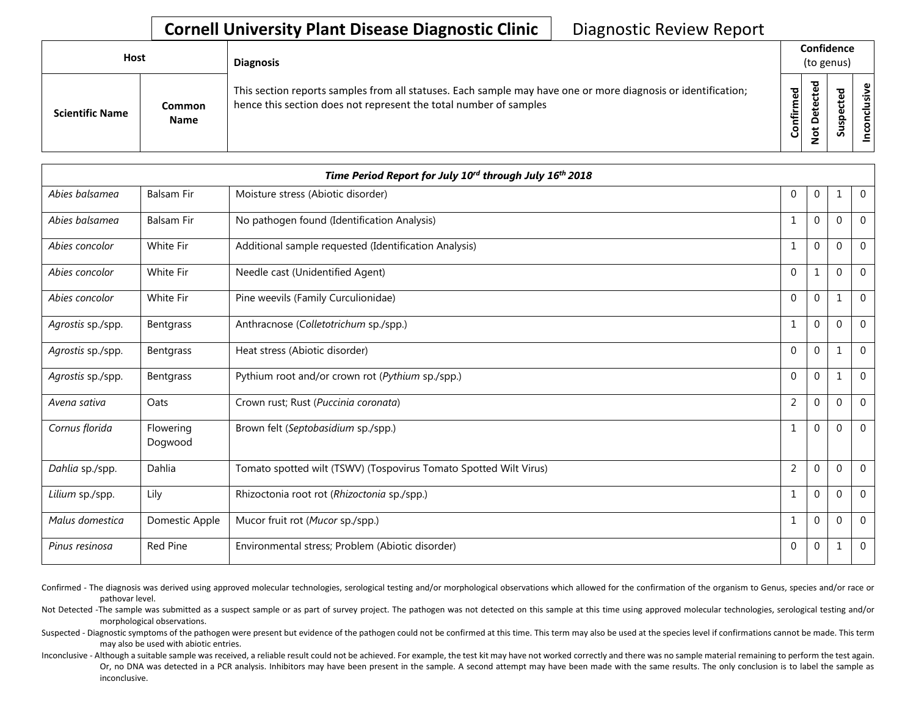## Cornell University Plant Disease Diagnostic Clinic — Diagnostic Review Report

| Host | | Diagnosis | Confidence (to genus) | | | |
|---|---|---|---|---|---|---|
| **Scientific Name** | **Common Name** | This section reports samples from all statuses. Each sample may have one or more diagnosis or identification; hence this section does not represent the total number of samples | **Confirmed** | **Not Detected** | **Suspected** | **Inconclusive** |
| ***Time Period Report for July 10[rd] through July 16[th] 2018*** | | | | | | |
| *Abies balsamea* | Balsam Fir | Moisture stress (Abiotic disorder) | 0 | 0 | 1 | 0 |
| *Abies balsamea* | Balsam Fir | No pathogen found (Identification Analysis) | 1 | 0 | 0 | 0 |
| *Abies concolor* | White Fir | Additional sample requested (Identification Analysis) | 1 | 0 | 0 | 0 |
| *Abies concolor* | White Fir | Needle cast (Unidentified Agent) | 0 | 1 | 0 | 0 |
| *Abies concolor* | White Fir | Pine weevils (Family Curculionidae) | 0 | 0 | 1 | 0 |
| *Agrostis* sp./spp. | Bentgrass | Anthracnose (*Colletotrichum* sp./spp.) | 1 | 0 | 0 | 0 |
| *Agrostis* sp./spp. | Bentgrass | Heat stress (Abiotic disorder) | 0 | 0 | 1 | 0 |
| *Agrostis* sp./spp. | Bentgrass | Pythium root and/or crown rot (*Pythium* sp./spp.) | 0 | 0 | 1 | 0 |
| *Avena sativa* | Oats | Crown rust; Rust (*Puccinia coronata*) | 2 | 0 | 0 | 0 |
| *Cornus florida* | Flowering Dogwood | Brown felt (*Septobasidium* sp./spp.) | 1 | 0 | 0 | 0 |
| *Dahlia* sp./spp. | Dahlia | Tomato spotted wilt (TSWV) (Tospovirus Tomato Spotted Wilt Virus) | 2 | 0 | 0 | 0 |
| *Lilium* sp./spp. | Lily | Rhizoctonia root rot (*Rhizoctonia* sp./spp.) | 1 | 0 | 0 | 0 |
| *Malus domestica* | Domestic Apple | Mucor fruit rot (*Mucor* sp./spp.) | 1 | 0 | 0 | 0 |
| *Pinus resinosa* | Red Pine | Environmental stress; Problem (Abiotic disorder) | 0 | 0 | 1 | 0 |

Confirmed - The diagnosis was derived using approved molecular technologies, serological testing and/or morphological observations which allowed for the confirmation of the organism to Genus, species and/or race or pathovar level.

Not Detected -The sample was submitted as a suspect sample or as part of survey project. The pathogen was not detected on this sample at this time using approved molecular technologies, serological testing and/or morphological observations.

Suspected - Diagnostic symptoms of the pathogen were present but evidence of the pathogen could not be confirmed at this time. This term may also be used at the species level if confirmations cannot be made. This term may also be used with abiotic entries.

Inconclusive - Although a suitable sample was received, a reliable result could not be achieved. For example, the test kit may have not worked correctly and there was no sample material remaining to perform the test again. Or, no DNA was detected in a PCR analysis. Inhibitors may have been present in the sample. A second attempt may have been made with the same results. The only conclusion is to label the sample as inconclusive.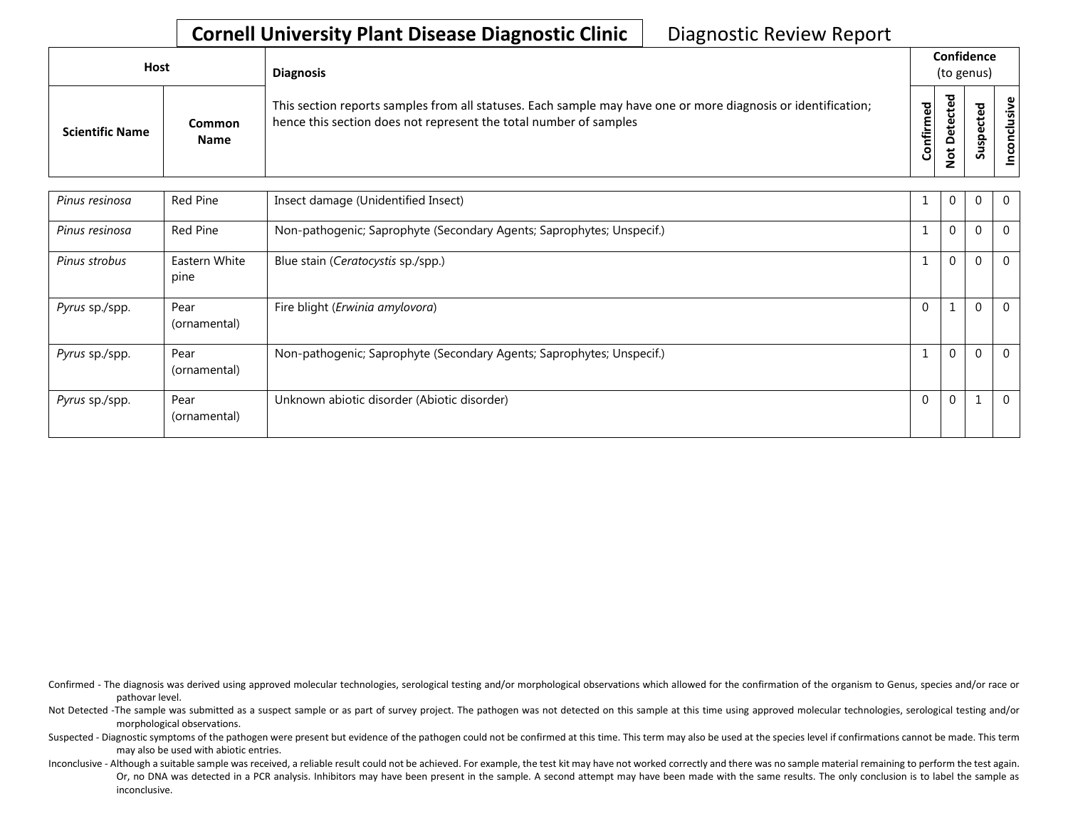## Cornell University Plant Disease Diagnostic Clinic

Diagnostic Review Report

| Host | | Diagnosis | Confidence (to genus) | | | |
|---|---|---|---|---|---|---|
| Scientific Name | Common Name | This section reports samples from all statuses. Each sample may have one or more diagnosis or identification; hence this section does not represent the total number of samples | Confirmed | Not Detected | Suspected | Inconclusive |
| *Pinus resinosa* | Red Pine | Insect damage (Unidentified Insect) | 1 | 0 | 0 | 0 |
| *Pinus resinosa* | Red Pine | Non-pathogenic; Saprophyte (Secondary Agents; Saprophytes; Unspecif.) | 1 | 0 | 0 | 0 |
| *Pinus strobus* | Eastern White pine | Blue stain (*Ceratocystis* sp./spp.) | 1 | 0 | 0 | 0 |
| *Pyrus* sp./spp. | Pear (ornamental) | Fire blight (*Erwinia amylovora*) | 0 | 1 | 0 | 0 |
| *Pyrus* sp./spp. | Pear (ornamental) | Non-pathogenic; Saprophyte (Secondary Agents; Saprophytes; Unspecif.) | 1 | 0 | 0 | 0 |
| *Pyrus* sp./spp. | Pear (ornamental) | Unknown abiotic disorder (Abiotic disorder) | 0 | 0 | 1 | 0 |

Confirmed - The diagnosis was derived using approved molecular technologies, serological testing and/or morphological observations which allowed for the confirmation of the organism to Genus, species and/or race or pathovar level.

Not Detected -The sample was submitted as a suspect sample or as part of survey project. The pathogen was not detected on this sample at this time using approved molecular technologies, serological testing and/or morphological observations.

Suspected - Diagnostic symptoms of the pathogen were present but evidence of the pathogen could not be confirmed at this time. This term may also be used at the species level if confirmations cannot be made. This term may also be used with abiotic entries.

Inconclusive - Although a suitable sample was received, a reliable result could not be achieved. For example, the test kit may have not worked correctly and there was no sample material remaining to perform the test again. Or, no DNA was detected in a PCR analysis. Inhibitors may have been present in the sample. A second attempt may have been made with the same results. The only conclusion is to label the sample as inconclusive.